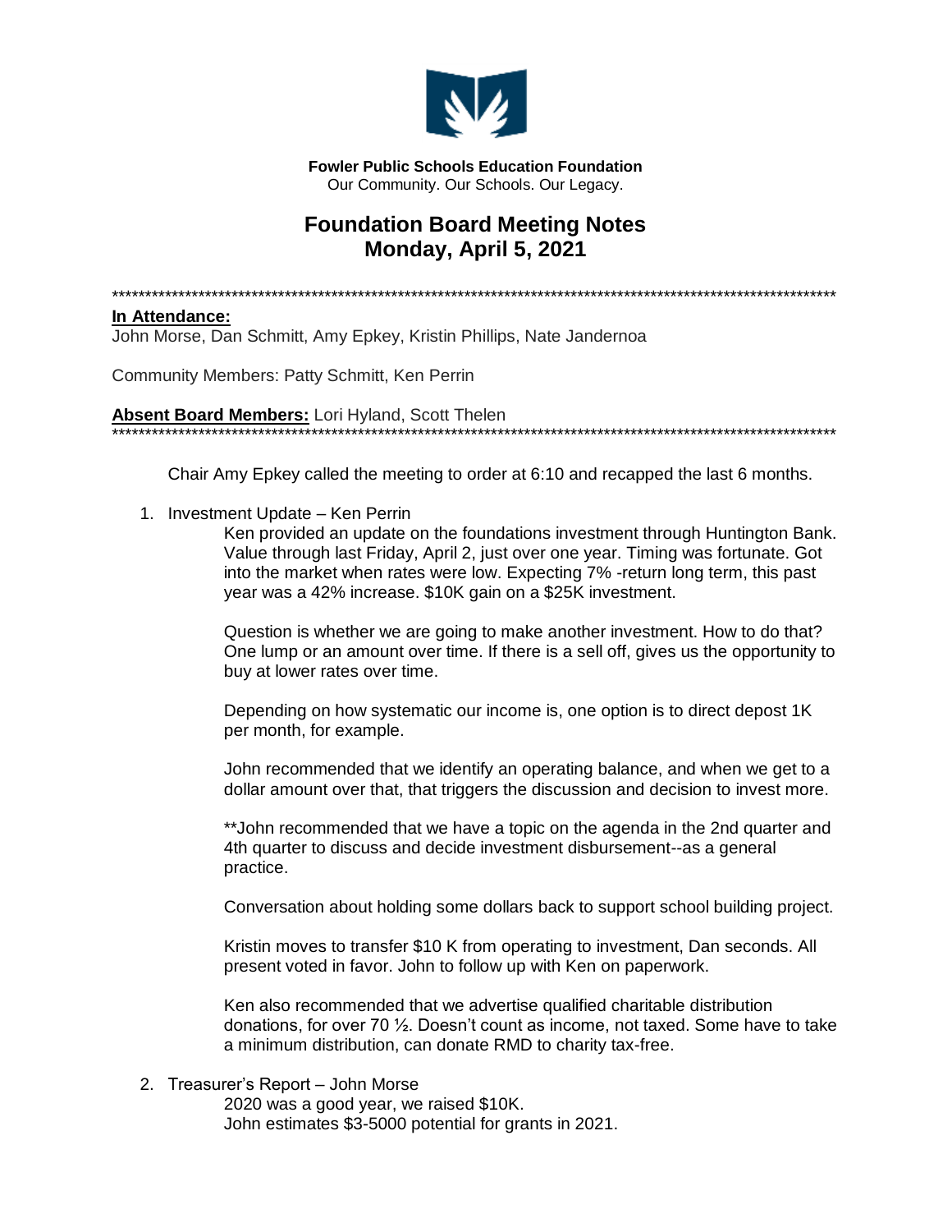**Fowler Public Schools Education Foundation**
Our Community. Our Schools. Our Legacy.

# Foundation Board Meeting Notes
# Monday, April 5, 2021

************************************************************************************************************

**In Attendance:**
John Morse, Dan Schmitt, Amy Epkey, Kristin Phillips, Nate Jandernoa

Community Members: Patty Schmitt, Ken Perrin

**Absent Board Members:** Lori Hyland, Scott Thelen
************************************************************************************************************

Chair Amy Epkey called the meeting to order at 6:10 and recapped the last 6 months.

1. Investment Update – Ken Perrin

   Ken provided an update on the foundations investment through Huntington Bank. Value through last Friday, April 2, just over one year. Timing was fortunate. Got into the market when rates were low. Expecting 7% -return long term, this past year was a 42% increase. $10K gain on a $25K investment.

   Question is whether we are going to make another investment. How to do that? One lump or an amount over time. If there is a sell off, gives us the opportunity to buy at lower rates over time.

   Depending on how systematic our income is, one option is to direct depost 1K per month, for example.

   John recommended that we identify an operating balance, and when we get to a dollar amount over that, that triggers the discussion and decision to invest more.

   **John recommended that we have a topic on the agenda in the 2nd quarter and 4th quarter to discuss and decide investment disbursement--as a general practice.

   Conversation about holding some dollars back to support school building project.

   Kristin moves to transfer $10 K from operating to investment, Dan seconds. All present voted in favor. John to follow up with Ken on paperwork.

   Ken also recommended that we advertise qualified charitable distribution donations, for over 70 ½. Doesn't count as income, not taxed. Some have to take a minimum distribution, can donate RMD to charity tax-free.

2. Treasurer's Report – John Morse

   2020 was a good year, we raised $10K.
   John estimates $3-5000 potential for grants in 2021.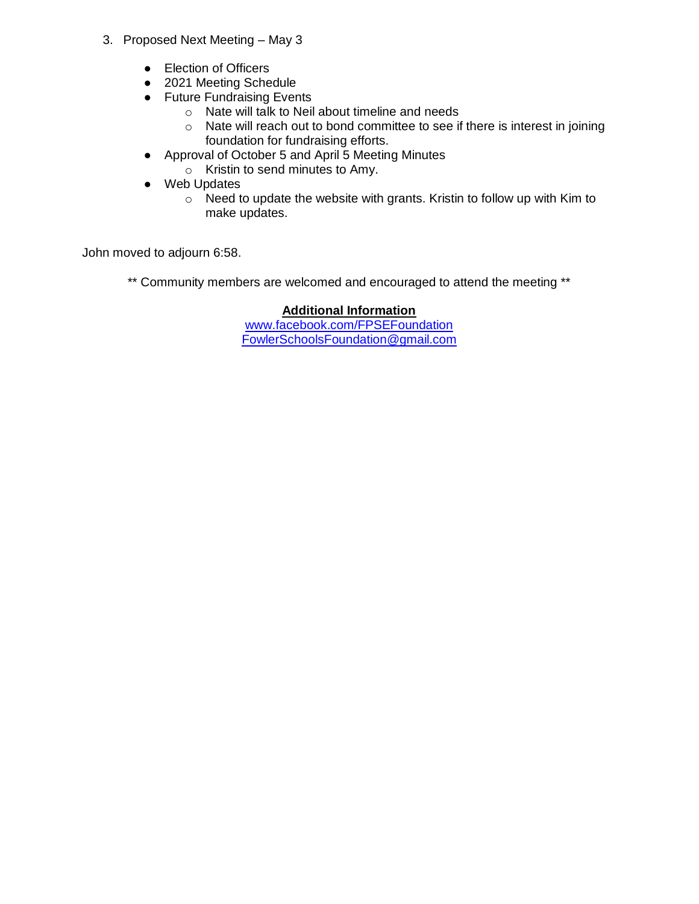3. Proposed Next Meeting – May 3

    - Election of Officers
    - 2021 Meeting Schedule
    - Future Fundraising Events
        - Nate will talk to Neil about timeline and needs
        - Nate will reach out to bond committee to see if there is interest in joining foundation for fundraising efforts.
    - Approval of October 5 and April 5 Meeting Minutes
        - Kristin to send minutes to Amy.
    - Web Updates
        - Need to update the website with grants. Kristin to follow up with Kim to make updates.

John moved to adjourn 6:58.

** Community members are welcomed and encouraged to attend the meeting **

**Additional Information**

www.facebook.com/FPSEFoundation

FowlerSchoolsFoundation@gmail.com